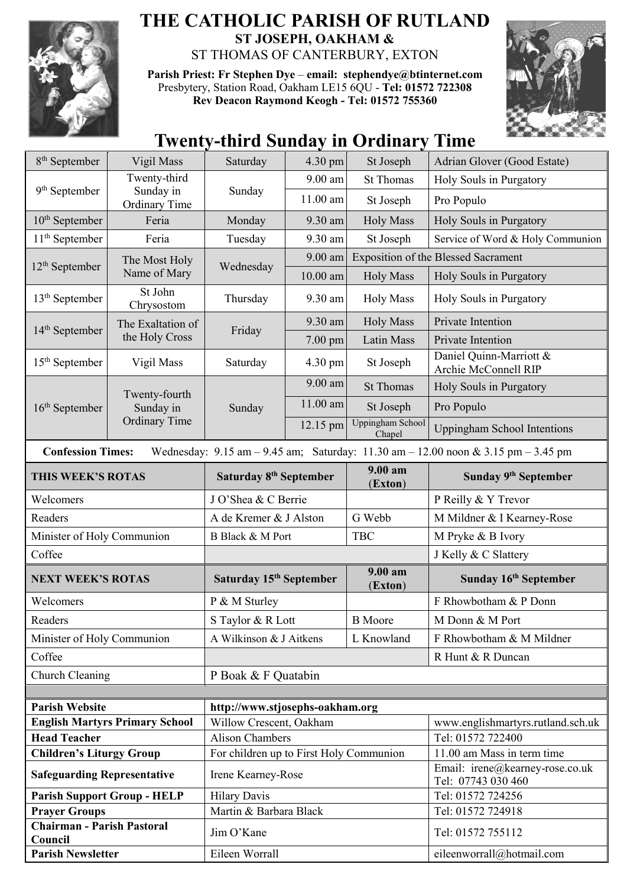# THE CATHOLIC PARISH OF RUTLAND

**ST JOSEPH, OAKHAM &**

ST THOMAS OF CANTERBURY, EXTON

**Parish Priest: Fr Stephen Dye** – **email: stephendye@btinternet.com**
Presbytery, Station Road, Oakham LE15 6QU - **Tel: 01572 722308**
**Rev Deacon Raymond Keogh - Tel: 01572 755360**

## Twenty-third Sunday in Ordinary Time

| Date | Celebration | Day | Time | Location | Intention |
|---|---|---|---|---|---|
| 8th September | Vigil Mass | Saturday | 4.30 pm | St Joseph | Adrian Glover (Good Estate) |
| 9th September | Twenty-third Sunday in Ordinary Time | Sunday | 9.00 am | St Thomas | Holy Souls in Purgatory |
| | | | 11.00 am | St Joseph | Pro Populo |
| 10th September | Feria | Monday | 9.30 am | Holy Mass | Holy Souls in Purgatory |
| 11th September | Feria | Tuesday | 9.30 am | St Joseph | Service of Word & Holy Communion |
| 12th September | The Most Holy Name of Mary | Wednesday | 9.00 am | Exposition of the Blessed Sacrament | |
| | | | 10.00 am | Holy Mass | Holy Souls in Purgatory |
| 13th September | St John Chrysostom | Thursday | 9.30 am | Holy Mass | Holy Souls in Purgatory |
| 14th September | The Exaltation of the Holy Cross | Friday | 9.30 am | Holy Mass | Private Intention |
| | | | 7.00 pm | Latin Mass | Private Intention |
| 15th September | Vigil Mass | Saturday | 4.30 pm | St Joseph | Daniel Quinn-Marriott & Archie McConnell RIP |
| 16th September | Twenty-fourth Sunday in Ordinary Time | Sunday | 9.00 am | St Thomas | Holy Souls in Purgatory |
| | | | 11.00 am | St Joseph | Pro Populo |
| | | | 12.15 pm | Uppingham School Chapel | Uppingham School Intentions |

**Confession Times:** Wednesday: 9.15 am – 9.45 am; Saturday: 11.30 am – 12.00 noon & 3.15 pm – 3.45 pm

| THIS WEEK'S ROTAS | Saturday 8th September | 9.00 am (Exton) | Sunday 9th September |
|---|---|---|---|
| Welcomers | J O'Shea & C Berrie | | P Reilly & Y Trevor |
| Readers | A de Kremer & J Alston | G Webb | M Mildner & I Kearney-Rose |
| Minister of Holy Communion | B Black & M Port | TBC | M Pryke & B Ivory |
| Coffee | | | J Kelly & C Slattery |

| NEXT WEEK'S ROTAS | Saturday 15th September | 9.00 am (Exton) | Sunday 16th September |
|---|---|---|---|
| Welcomers | P & M Sturley | | F Rhowbotham & P Donn |
| Readers | S Taylor & R Lott | B Moore | M Donn & M Port |
| Minister of Holy Communion | A Wilkinson & J Aitkens | L Knowland | F Rhowbotham & M Mildner |
| Coffee | | | R Hunt & R Duncan |
| Church Cleaning | P Boak & F Quatabin | | |

| | | |
|---|---|---|
| **Parish Website** | **http://www.stjosephs-oakham.org** | |
| **English Martyrs Primary School** | Willow Crescent, Oakham | www.englishmartyrs.rutland.sch.uk |
| **Head Teacher** | Alison Chambers | Tel: 01572 722400 |
| **Children's Liturgy Group** | For children up to First Holy Communion | 11.00 am Mass in term time |
| **Safeguarding Representative** | Irene Kearney-Rose | Email: irene@kearney-rose.co.uk Tel: 07743 030 460 |
| **Parish Support Group - HELP** | Hilary Davis | Tel: 01572 724256 |
| **Prayer Groups** | Martin & Barbara Black | Tel: 01572 724918 |
| **Chairman - Parish Pastoral Council** | Jim O'Kane | Tel: 01572 755112 |
| **Parish Newsletter** | Eileen Worrall | eileenworrall@hotmail.com |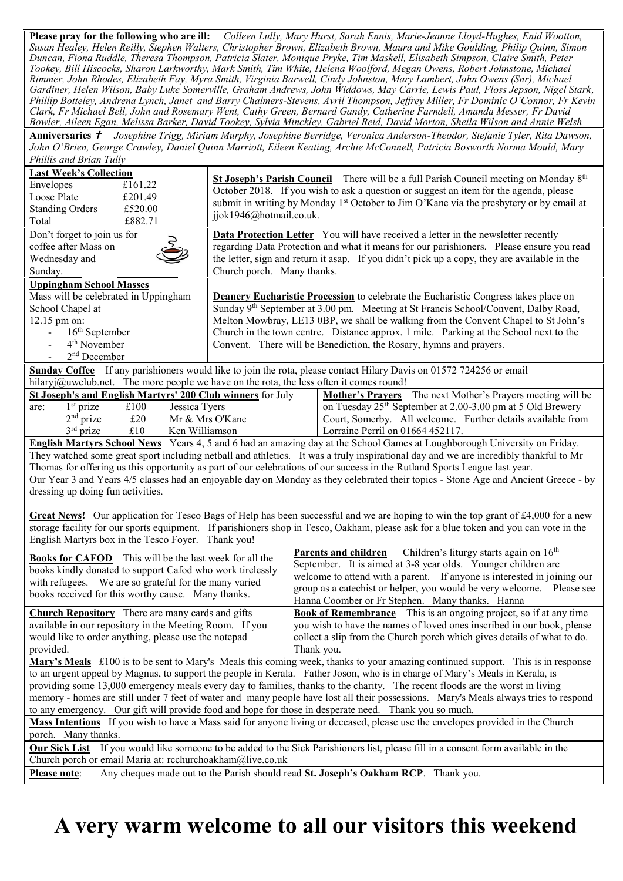**Please pray for the following who are ill:** *Colleen Lully, Mary Hurst, Sarah Ennis, Marie-Jeanne Lloyd-Hughes, Enid Wootton, Susan Healey, Helen Reilly, Stephen Walters, Christopher Brown, Elizabeth Brown, Maura and Mike Goulding, Philip Quinn, Simon Duncan, Fiona Ruddle, Theresa Thompson, Patricia Slater, Monique Pryke, Tim Maskell, Elisabeth Simpson, Claire Smith, Peter Tookey, Bill Hiscocks, Sharon Larkworthy, Mark Smith, Tim White, Helena Woolford, Megan Owens, Robert Johnstone, Michael Rimmer, John Rhodes, Elizabeth Fay, Myra Smith, Virginia Barwell, Cindy Johnston, Mary Lambert, John Owens (Snr), Michael Gardiner, Helen Wilson, Baby Luke Somerville, Graham Andrews, John Widdows, May Carrie, Lewis Paul, Floss Jepson, Nigel Stark, Phillip Botteley, Andrena Lynch, Janet and Barry Chalmers-Stevens, Avril Thompson, Jeffrey Miller, Fr Dominic O'Connor, Fr Kevin Clark, Fr Michael Bell, John and Rosemary Went, Cathy Green, Bernard Gandy, Catherine Farndell, Amanda Messer, Fr David Bowler, Aileen Egan, Melissa Barker, David Tookey, Sylvia Minckley, Gabriel Reid, David Morton, Sheila Wilson and Annie Welsh*

**Anniversaries ✝** *Josephine Trigg, Miriam Murphy, Josephine Berridge, Veronica Anderson-Theodor, Stefanie Tyler, Rita Dawson, John O'Brien, George Crawley, Daniel Quinn Marriott, Eileen Keating, Archie McConnell, Patricia Bosworth Norma Mould, Mary Phillis and Brian Tully*

**Last Week's Collection**

| | |
|---|---|
| Envelopes | £161.22 |
| Loose Plate | £201.49 |
| Standing Orders | £520.00 |
| Total | £882.71 |

**St Joseph's Parish Council** There will be a full Parish Council meeting on Monday 8th October 2018. If you wish to ask a question or suggest an item for the agenda, please submit in writing by Monday 1st October to Jim O'Kane via the presbytery or by email at jjok1946@hotmail.co.uk.

Don't forget to join us for coffee after Mass on Wednesday and Sunday.

**Data Protection Letter** You will have received a letter in the newsletter recently regarding Data Protection and what it means for our parishioners. Please ensure you read the letter, sign and return it asap. If you didn't pick up a copy, they are available in the Church porch. Many thanks.

**Uppingham School Masses**

Mass will be celebrated in Uppingham School Chapel at 12.15 pm on:

- 16th September
- 4th November
- 2nd December

**Deanery Eucharistic Procession** to celebrate the Eucharistic Congress takes place on Sunday 9th September at 3.00 pm. Meeting at St Francis School/Convent, Dalby Road, Melton Mowbray, LE13 0BP, we shall be walking from the Convent Chapel to St John's Church in the town centre. Distance approx. 1 mile. Parking at the School next to the Convent. There will be Benediction, the Rosary, hymns and prayers.

**Sunday Coffee** If any parishioners would like to join the rota, please contact Hilary Davis on 01572 724256 or email hilaryj@uwclub.net. The more people we have on the rota, the less often it comes round!

**St Joseph's and English Martyrs' 200 Club winners** for July are:

| | | |
|---|---|---|
| 1st prize | £100 | Jessica Tyers |
| 2nd prize | £20 | Mr & Mrs O'Kane |
| 3rd prize | £10 | Ken Williamson |

**Mother's Prayers** The next Mother's Prayers meeting will be on Tuesday 25th September at 2.00-3.00 pm at 5 Old Brewery Court, Somerby. All welcome. Further details available from Lorraine Perril on 01664 452117.

**English Martyrs School News** Years 4, 5 and 6 had an amazing day at the School Games at Loughborough University on Friday. They watched some great sport including netball and athletics. It was a truly inspirational day and we are incredibly thankful to Mr Thomas for offering us this opportunity as part of our celebrations of our success in the Rutland Sports League last year.
Our Year 3 and Years 4/5 classes had an enjoyable day on Monday as they celebrated their topics - Stone Age and Ancient Greece - by dressing up doing fun activities.

**Great News!** Our application for Tesco Bags of Help has been successful and we are hoping to win the top grant of £4,000 for a new storage facility for our sports equipment. If parishioners shop in Tesco, Oakham, please ask for a blue token and you can vote in the English Martyrs box in the Tesco Foyer. Thank you!

**Books for CAFOD** This will be the last week for all the books kindly donated to support Cafod who work tirelessly with refugees. We are so grateful for the many varied books received for this worthy cause. Many thanks.

**Parents and children** Children's liturgy starts again on 16th September. It is aimed at 3-8 year olds. Younger children are welcome to attend with a parent. If anyone is interested in joining our group as a catechist or helper, you would be very welcome. Please see Hanna Coomber or Fr Stephen. Many thanks. Hanna

**Church Repository** There are many cards and gifts available in our repository in the Meeting Room. If you would like to order anything, please use the notepad provided.

**Book of Remembrance** This is an ongoing project, so if at any time you wish to have the names of loved ones inscribed in our book, please collect a slip from the Church porch which gives details of what to do. Thank you.

**Mary's Meals** £100 is to be sent to Mary's Meals this coming week, thanks to your amazing continued support. This is in response to an urgent appeal by Magnus, to support the people in Kerala. Father Joson, who is in charge of Mary's Meals in Kerala, is providing some 13,000 emergency meals every day to families, thanks to the charity. The recent floods are the worst in living memory - homes are still under 7 feet of water and many people have lost all their possessions. Mary's Meals always tries to respond to any emergency. Our gift will provide food and hope for those in desperate need. Thank you so much.

**Mass Intentions** If you wish to have a Mass said for anyone living or deceased, please use the envelopes provided in the Church porch. Many thanks.

**Our Sick List** If you would like someone to be added to the Sick Parishioners list, please fill in a consent form available in the Church porch or email Maria at: rcchurchoakham@live.co.uk

**Please note**: Any cheques made out to the Parish should read **St. Joseph's Oakham RCP**. Thank you.

# A very warm welcome to all our visitors this weekend